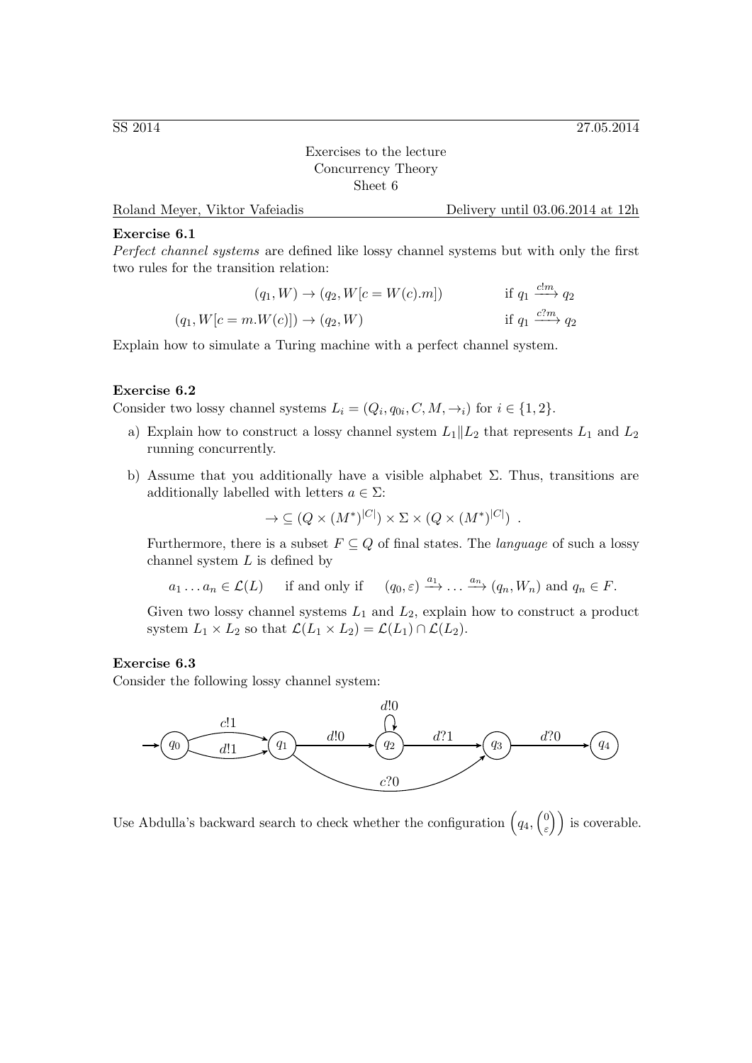SS 2014 | 27.05.2014

Exercises to the lecture
Concurrency Theory
Sheet 6

Roland Meyer, Viktor Vafeiadis | Delivery until 03.06.2014 at 12h

**Exercise 6.1**

*Perfect channel systems* are defined like lossy channel systems but with only the first two rules for the transition relation:

$$(q_1, W) \rightarrow (q_2, W[c = W(c).m]) \qquad \text{if } q_1 \xrightarrow{c!m} q_2$$

$$(q_1, W[c = m.W(c)]) \rightarrow (q_2, W) \qquad \text{if } q_1 \xrightarrow{c?m} q_2$$

Explain how to simulate a Turing machine with a perfect channel system.

**Exercise 6.2**

Consider two lossy channel systems $L_i = (Q_i, q_{0i}, C, M, \rightarrow_i)$ for $i \in \{1, 2\}$.

a) Explain how to construct a lossy channel system $L_1 \| L_2$ that represents $L_1$ and $L_2$ running concurrently.

b) Assume that you additionally have a visible alphabet $\Sigma$. Thus, transitions are additionally labelled with letters $a \in \Sigma$:

$$\rightarrow \subseteq (Q \times (M^*)^{|C|}) \times \Sigma \times (Q \times (M^*)^{|C|}) \ .$$

Furthermore, there is a subset $F \subseteq Q$ of final states. The *language* of such a lossy channel system $L$ is defined by

$$a_1 \dots a_n \in \mathcal{L}(L) \quad \text{ if and only if } \quad (q_0, \varepsilon) \xrightarrow{a_1} \dots \xrightarrow{a_n} (q_n, W_n) \text{ and } q_n \in F.$$

Given two lossy channel systems $L_1$ and $L_2$, explain how to construct a product system $L_1 \times L_2$ so that $\mathcal{L}(L_1 \times L_2) = \mathcal{L}(L_1) \cap \mathcal{L}(L_2)$.

**Exercise 6.3**

Consider the following lossy channel system:

States: $q_0$ (initial), $q_1$, $q_2$, $q_3$, $q_4$. Transitions:
- $q_0 \xrightarrow{c!1} q_1$
- $q_0 \xrightarrow{d!1} q_1$
- $q_1 \xrightarrow{d!0} q_2$
- $q_2 \xrightarrow{d!0} q_2$ (self-loop)
- $q_2 \xrightarrow{d?1} q_3$
- $q_1 \xrightarrow{c?0} q_3$
- $q_3 \xrightarrow{d?0} q_4$

Use Abdulla's backward search to check whether the configuration $\left(q_4, \binom{0}{\varepsilon}\right)$ is coverable.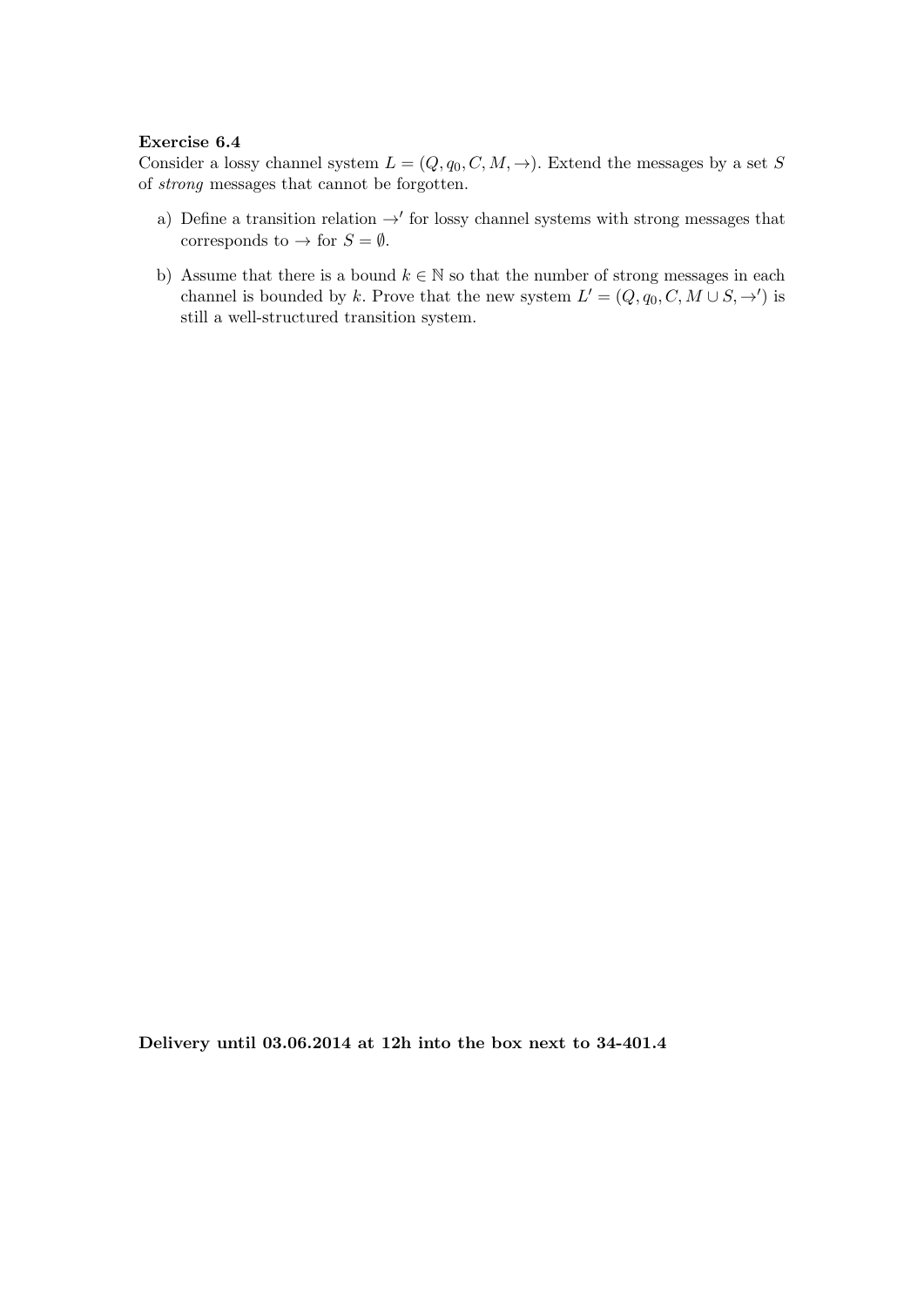**Exercise 6.4**

Consider a lossy channel system $L = (Q, q_0, C, M, \to)$. Extend the messages by a set $S$ of *strong* messages that cannot be forgotten.

a) Define a transition relation $\to'$ for lossy channel systems with strong messages that corresponds to $\to$ for $S = \emptyset$.

b) Assume that there is a bound $k \in \mathbb{N}$ so that the number of strong messages in each channel is bounded by $k$. Prove that the new system $L' = (Q, q_0, C, M \cup S, \to')$ is still a well-structured transition system.

**Delivery until 03.06.2014 at 12h into the box next to 34-401.4**